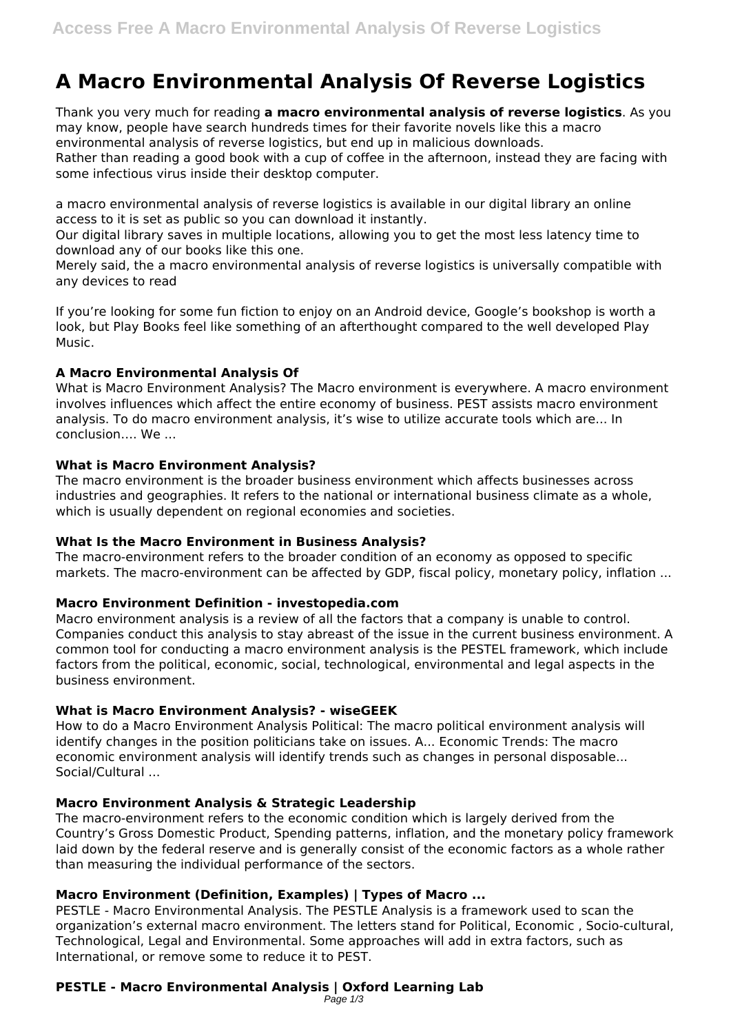# A Macro Environmental Analysis Of Reverse Logistics

Thank you very much for reading **a macro environmental analysis of reverse logistics**. As you may know, people have search hundreds times for their favorite novels like this a macro environmental analysis of reverse logistics, but end up in malicious downloads.
Rather than reading a good book with a cup of coffee in the afternoon, instead they are facing with some infectious virus inside their desktop computer.

a macro environmental analysis of reverse logistics is available in our digital library an online access to it is set as public so you can download it instantly.
Our digital library saves in multiple locations, allowing you to get the most less latency time to download any of our books like this one.
Merely said, the a macro environmental analysis of reverse logistics is universally compatible with any devices to read

If you're looking for some fun fiction to enjoy on an Android device, Google's bookshop is worth a look, but Play Books feel like something of an afterthought compared to the well developed Play Music.

### A Macro Environmental Analysis Of

What is Macro Environment Analysis? The Macro environment is everywhere. A macro environment involves influences which affect the entire economy of business. PEST assists macro environment analysis. To do macro environment analysis, it's wise to utilize accurate tools which are... In conclusion…. We ...

### What is Macro Environment Analysis?

The macro environment is the broader business environment which affects businesses across industries and geographies. It refers to the national or international business climate as a whole, which is usually dependent on regional economies and societies.

### What Is the Macro Environment in Business Analysis?

The macro-environment refers to the broader condition of an economy as opposed to specific markets. The macro-environment can be affected by GDP, fiscal policy, monetary policy, inflation ...

### Macro Environment Definition - investopedia.com

Macro environment analysis is a review of all the factors that a company is unable to control. Companies conduct this analysis to stay abreast of the issue in the current business environment. A common tool for conducting a macro environment analysis is the PESTEL framework, which include factors from the political, economic, social, technological, environmental and legal aspects in the business environment.

### What is Macro Environment Analysis? - wiseGEEK

How to do a Macro Environment Analysis Political: The macro political environment analysis will identify changes in the position politicians take on issues. A... Economic Trends: The macro economic environment analysis will identify trends such as changes in personal disposable... Social/Cultural ...

### Macro Environment Analysis & Strategic Leadership

The macro-environment refers to the economic condition which is largely derived from the Country's Gross Domestic Product, Spending patterns, inflation, and the monetary policy framework laid down by the federal reserve and is generally consist of the economic factors as a whole rather than measuring the individual performance of the sectors.

### Macro Environment (Definition, Examples) | Types of Macro ...

PESTLE - Macro Environmental Analysis. The PESTLE Analysis is a framework used to scan the organization's external macro environment. The letters stand for Political, Economic , Socio-cultural, Technological, Legal and Environmental. Some approaches will add in extra factors, such as International, or remove some to reduce it to PEST.

### PESTLE - Macro Environmental Analysis | Oxford Learning Lab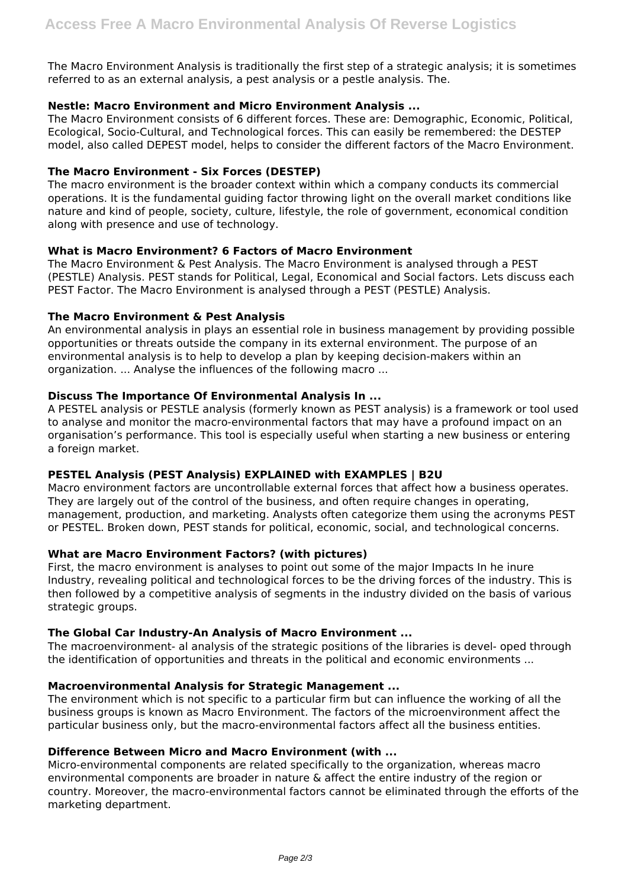The Macro Environment Analysis is traditionally the first step of a strategic analysis; it is sometimes referred to as an external analysis, a pest analysis or a pestle analysis. The.

**Nestle: Macro Environment and Micro Environment Analysis ...**

The Macro Environment consists of 6 different forces. These are: Demographic, Economic, Political, Ecological, Socio-Cultural, and Technological forces. This can easily be remembered: the DESTEP model, also called DEPEST model, helps to consider the different factors of the Macro Environment.

**The Macro Environment - Six Forces (DESTEP)**

The macro environment is the broader context within which a company conducts its commercial operations. It is the fundamental guiding factor throwing light on the overall market conditions like nature and kind of people, society, culture, lifestyle, the role of government, economical condition along with presence and use of technology.

**What is Macro Environment? 6 Factors of Macro Environment**

The Macro Environment & Pest Analysis. The Macro Environment is analysed through a PEST (PESTLE) Analysis. PEST stands for Political, Legal, Economical and Social factors. Lets discuss each PEST Factor. The Macro Environment is analysed through a PEST (PESTLE) Analysis.

**The Macro Environment & Pest Analysis**

An environmental analysis in plays an essential role in business management by providing possible opportunities or threats outside the company in its external environment. The purpose of an environmental analysis is to help to develop a plan by keeping decision-makers within an organization. ... Analyse the influences of the following macro ...

**Discuss The Importance Of Environmental Analysis In ...**

A PESTEL analysis or PESTLE analysis (formerly known as PEST analysis) is a framework or tool used to analyse and monitor the macro-environmental factors that may have a profound impact on an organisation's performance. This tool is especially useful when starting a new business or entering a foreign market.

**PESTEL Analysis (PEST Analysis) EXPLAINED with EXAMPLES | B2U**

Macro environment factors are uncontrollable external forces that affect how a business operates. They are largely out of the control of the business, and often require changes in operating, management, production, and marketing. Analysts often categorize them using the acronyms PEST or PESTEL. Broken down, PEST stands for political, economic, social, and technological concerns.

**What are Macro Environment Factors? (with pictures)**

First, the macro environment is analyses to point out some of the major Impacts In he inure Industry, revealing political and technological forces to be the driving forces of the industry. This is then followed by a competitive analysis of segments in the industry divided on the basis of various strategic groups.

**The Global Car Industry-An Analysis of Macro Environment ...**

The macroenvironment- al analysis of the strategic positions of the libraries is devel- oped through the identification of opportunities and threats in the political and economic environments ...

**Macroenvironmental Analysis for Strategic Management ...**

The environment which is not specific to a particular firm but can influence the working of all the business groups is known as Macro Environment. The factors of the microenvironment affect the particular business only, but the macro-environmental factors affect all the business entities.

**Difference Between Micro and Macro Environment (with ...**

Micro-environmental components are related specifically to the organization, whereas macro environmental components are broader in nature & affect the entire industry of the region or country. Moreover, the macro-environmental factors cannot be eliminated through the efforts of the marketing department.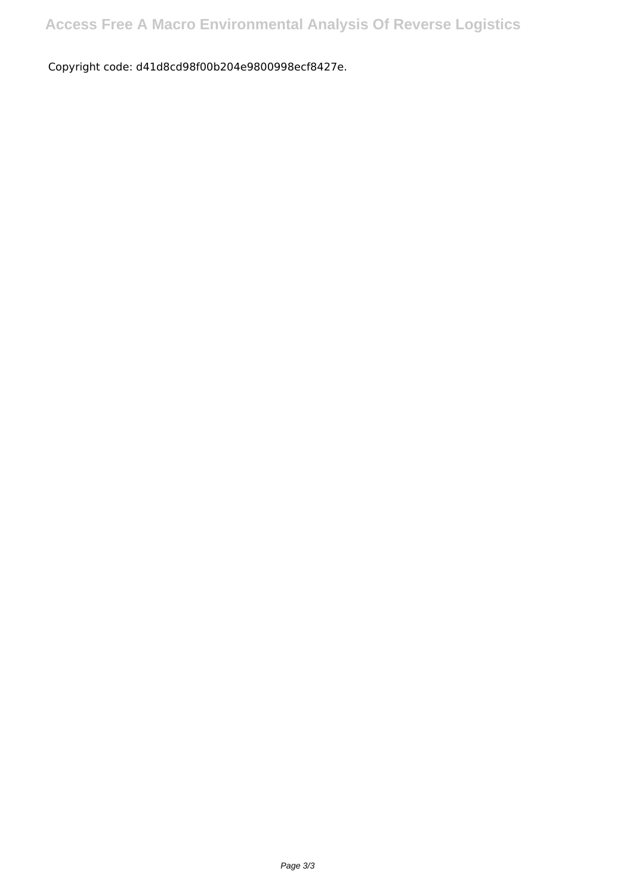Copyright code: d41d8cd98f00b204e9800998ecf8427e.